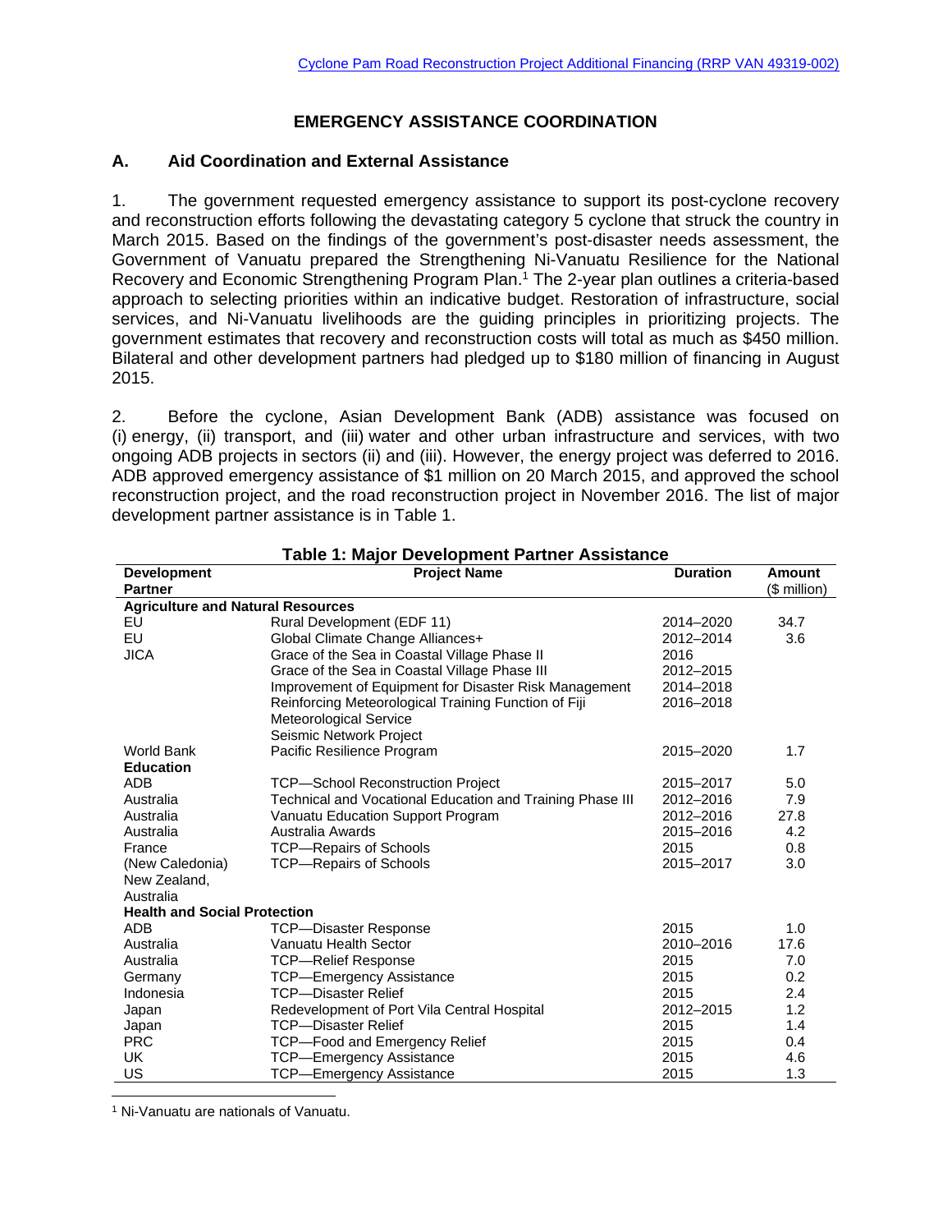Cyclone Pam Road Reconstruction Project Additional Financing (RRP VAN 49319-002)

# EMERGENCY ASSISTANCE COORDINATION

## A. Aid Coordination and External Assistance

1. The government requested emergency assistance to support its post-cyclone recovery and reconstruction efforts following the devastating category 5 cyclone that struck the country in March 2015. Based on the findings of the government's post-disaster needs assessment, the Government of Vanuatu prepared the Strengthening Ni-Vanuatu Resilience for the National Recovery and Economic Strengthening Program Plan.[1] The 2-year plan outlines a criteria-based approach to selecting priorities within an indicative budget. Restoration of infrastructure, social services, and Ni-Vanuatu livelihoods are the guiding principles in prioritizing projects. The government estimates that recovery and reconstruction costs will total as much as $450 million. Bilateral and other development partners had pledged up to $180 million of financing in August 2015.

2. Before the cyclone, Asian Development Bank (ADB) assistance was focused on (i) energy, (ii) transport, and (iii) water and other urban infrastructure and services, with two ongoing ADB projects in sectors (ii) and (iii). However, the energy project was deferred to 2016. ADB approved emergency assistance of $1 million on 20 March 2015, and approved the school reconstruction project, and the road reconstruction project in November 2016. The list of major development partner assistance is in Table 1.

**Table 1: Major Development Partner Assistance**

| Development Partner | Project Name | Duration | Amount ($ million) |
|---|---|---|---|
| **Agriculture and Natural Resources** | | | |
| EU | Rural Development (EDF 11) | 2014–2020 | 34.7 |
| EU | Global Climate Change Alliances+ | 2012–2014 | 3.6 |
| JICA | Grace of the Sea in Coastal Village Phase II | 2016 | |
| | Grace of the Sea in Coastal Village Phase III | 2012–2015 | |
| | Improvement of Equipment for Disaster Risk Management | 2014–2018 | |
| | Reinforcing Meteorological Training Function of Fiji Meteorological Service | 2016–2018 | |
| | Seismic Network Project | | |
| World Bank | Pacific Resilience Program | 2015–2020 | 1.7 |
| **Education** | | | |
| ADB | TCP—School Reconstruction Project | 2015–2017 | 5.0 |
| Australia | Technical and Vocational Education and Training Phase III | 2012–2016 | 7.9 |
| Australia | Vanuatu Education Support Program | 2012–2016 | 27.8 |
| Australia | Australia Awards | 2015–2016 | 4.2 |
| France | TCP—Repairs of Schools | 2015 | 0.8 |
| (New Caledonia) New Zealand, Australia | TCP—Repairs of Schools | 2015–2017 | 3.0 |
| **Health and Social Protection** | | | |
| ADB | TCP—Disaster Response | 2015 | 1.0 |
| Australia | Vanuatu Health Sector | 2010–2016 | 17.6 |
| Australia | TCP—Relief Response | 2015 | 7.0 |
| Germany | TCP—Emergency Assistance | 2015 | 0.2 |
| Indonesia | TCP—Disaster Relief | 2015 | 2.4 |
| Japan | Redevelopment of Port Vila Central Hospital | 2012–2015 | 1.2 |
| Japan | TCP—Disaster Relief | 2015 | 1.4 |
| PRC | TCP—Food and Emergency Relief | 2015 | 0.4 |
| UK | TCP—Emergency Assistance | 2015 | 4.6 |
| US | TCP—Emergency Assistance | 2015 | 1.3 |

[1] Ni-Vanuatu are nationals of Vanuatu.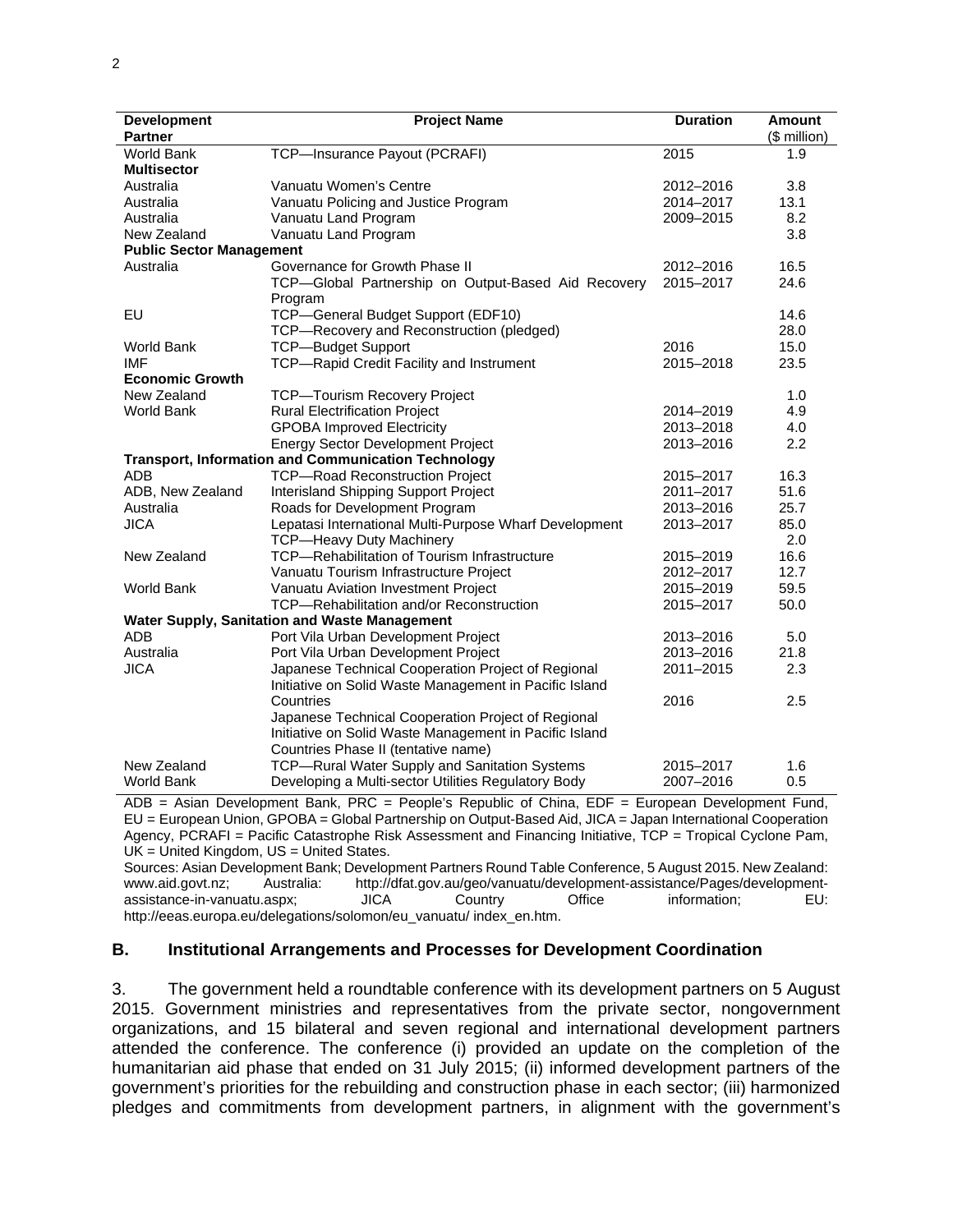| Development Partner | Project Name | Duration | Amount ($ million) |
|---|---|---|---|
| World Bank | TCP—Insurance Payout (PCRAFI) | 2015 | 1.9 |
| **Multisector** | | | |
| Australia | Vanuatu Women's Centre | 2012–2016 | 3.8 |
| Australia | Vanuatu Policing and Justice Program | 2014–2017 | 13.1 |
| Australia | Vanuatu Land Program | 2009–2015 | 8.2 |
| New Zealand | Vanuatu Land Program | | 3.8 |
| **Public Sector Management** | | | |
| Australia | Governance for Growth Phase II | 2012–2016 | 16.5 |
| | TCP—Global Partnership on Output-Based Aid Recovery Program | 2015–2017 | 24.6 |
| EU | TCP—General Budget Support (EDF10) | | 14.6 |
| | TCP—Recovery and Reconstruction (pledged) | | 28.0 |
| World Bank | TCP—Budget Support | 2016 | 15.0 |
| IMF | TCP—Rapid Credit Facility and Instrument | 2015–2018 | 23.5 |
| **Economic Growth** | | | |
| New Zealand | TCP—Tourism Recovery Project | | 1.0 |
| World Bank | Rural Electrification Project | 2014–2019 | 4.9 |
| | GPOBA Improved Electricity | 2013–2018 | 4.0 |
| | Energy Sector Development Project | 2013–2016 | 2.2 |
| **Transport, Information and Communication Technology** | | | |
| ADB | TCP—Road Reconstruction Project | 2015–2017 | 16.3 |
| ADB, New Zealand | Interisland Shipping Support Project | 2011–2017 | 51.6 |
| Australia | Roads for Development Program | 2013–2016 | 25.7 |
| JICA | Lepatasi International Multi-Purpose Wharf Development | 2013–2017 | 85.0 |
| | TCP—Heavy Duty Machinery | | 2.0 |
| New Zealand | TCP—Rehabilitation of Tourism Infrastructure | 2015–2019 | 16.6 |
| | Vanuatu Tourism Infrastructure Project | 2012–2017 | 12.7 |
| World Bank | Vanuatu Aviation Investment Project | 2015–2019 | 59.5 |
| | TCP—Rehabilitation and/or Reconstruction | 2015–2017 | 50.0 |
| **Water Supply, Sanitation and Waste Management** | | | |
| ADB | Port Vila Urban Development Project | 2013–2016 | 5.0 |
| Australia | Port Vila Urban Development Project | 2013–2016 | 21.8 |
| JICA | Japanese Technical Cooperation Project of Regional Initiative on Solid Waste Management in Pacific Island Countries | 2011–2015 | 2.3 |
| | Japanese Technical Cooperation Project of Regional Initiative on Solid Waste Management in Pacific Island Countries Phase II (tentative name) | 2016 | 2.5 |
| New Zealand | TCP—Rural Water Supply and Sanitation Systems | 2015–2017 | 1.6 |
| World Bank | Developing a Multi-sector Utilities Regulatory Body | 2007–2016 | 0.5 |

ADB = Asian Development Bank, PRC = People's Republic of China, EDF = European Development Fund, EU = European Union, GPOBA = Global Partnership on Output-Based Aid, JICA = Japan International Cooperation Agency, PCRAFI = Pacific Catastrophe Risk Assessment and Financing Initiative, TCP = Tropical Cyclone Pam, UK = United Kingdom, US = United States.

Sources: Asian Development Bank; Development Partners Round Table Conference, 5 August 2015. New Zealand: www.aid.govt.nz; Australia: http://dfat.gov.au/geo/vanuatu/development-assistance/Pages/development-assistance-in-vanuatu.aspx; JICA Country Office information; EU: http://eeas.europa.eu/delegations/solomon/eu_vanuatu/ index_en.htm.

## B. Institutional Arrangements and Processes for Development Coordination

3. The government held a roundtable conference with its development partners on 5 August 2015. Government ministries and representatives from the private sector, nongovernment organizations, and 15 bilateral and seven regional and international development partners attended the conference. The conference (i) provided an update on the completion of the humanitarian aid phase that ended on 31 July 2015; (ii) informed development partners of the government's priorities for the rebuilding and construction phase in each sector; (iii) harmonized pledges and commitments from development partners, in alignment with the government's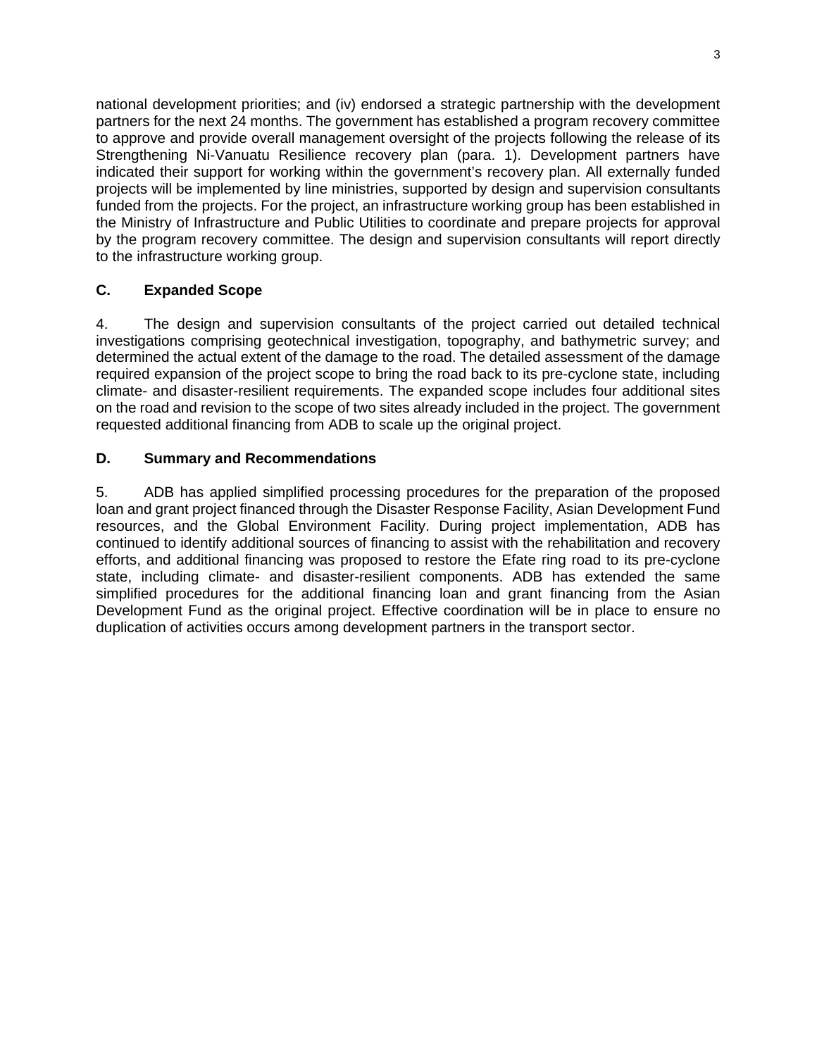national development priorities; and (iv) endorsed a strategic partnership with the development partners for the next 24 months. The government has established a program recovery committee to approve and provide overall management oversight of the projects following the release of its Strengthening Ni-Vanuatu Resilience recovery plan (para. 1). Development partners have indicated their support for working within the government's recovery plan. All externally funded projects will be implemented by line ministries, supported by design and supervision consultants funded from the projects. For the project, an infrastructure working group has been established in the Ministry of Infrastructure and Public Utilities to coordinate and prepare projects for approval by the program recovery committee. The design and supervision consultants will report directly to the infrastructure working group.

## C. Expanded Scope

4. The design and supervision consultants of the project carried out detailed technical investigations comprising geotechnical investigation, topography, and bathymetric survey; and determined the actual extent of the damage to the road. The detailed assessment of the damage required expansion of the project scope to bring the road back to its pre-cyclone state, including climate- and disaster-resilient requirements. The expanded scope includes four additional sites on the road and revision to the scope of two sites already included in the project. The government requested additional financing from ADB to scale up the original project.

## D. Summary and Recommendations

5. ADB has applied simplified processing procedures for the preparation of the proposed loan and grant project financed through the Disaster Response Facility, Asian Development Fund resources, and the Global Environment Facility. During project implementation, ADB has continued to identify additional sources of financing to assist with the rehabilitation and recovery efforts, and additional financing was proposed to restore the Efate ring road to its pre-cyclone state, including climate- and disaster-resilient components. ADB has extended the same simplified procedures for the additional financing loan and grant financing from the Asian Development Fund as the original project. Effective coordination will be in place to ensure no duplication of activities occurs among development partners in the transport sector.